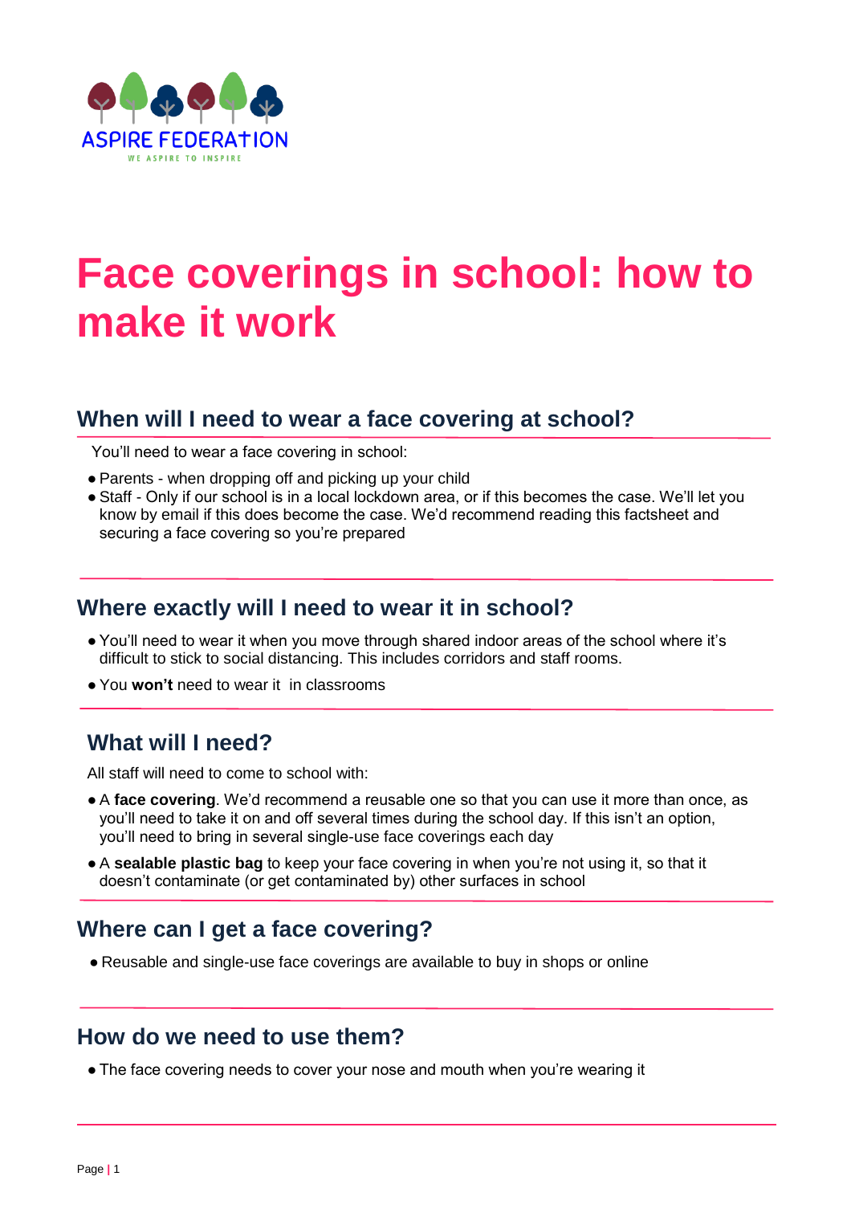ASPIRE FEDERATION

WE ASPIRE TO INSPIRE

# Face coverings in school: how to make it work

## When will I need to wear a face covering at school?

You'll need to wear a face covering in school:

- Parents - when dropping off and picking up your child
- Staff - Only if our school is in a local lockdown area, or if this becomes the case. We'll let you know by email if this does become the case. We'd recommend reading this factsheet and securing a face covering so you're prepared

## Where exactly will I need to wear it in school?

- You'll need to wear it when you move through shared indoor areas of the school where it's difficult to stick to social distancing. This includes corridors and staff rooms.
- You **won't** need to wear it in classrooms

## What will I need?

All staff will need to come to school with:

- A **face covering**. We'd recommend a reusable one so that you can use it more than once, as you'll need to take it on and off several times during the school day. If this isn't an option, you'll need to bring in several single-use face coverings each day
- A **sealable plastic bag** to keep your face covering in when you're not using it, so that it doesn't contaminate (or get contaminated by) other surfaces in school

## Where can I get a face covering?

- Reusable and single-use face coverings are available to buy in shops or online

## How do we need to use them?

- The face covering needs to cover your nose and mouth when you're wearing it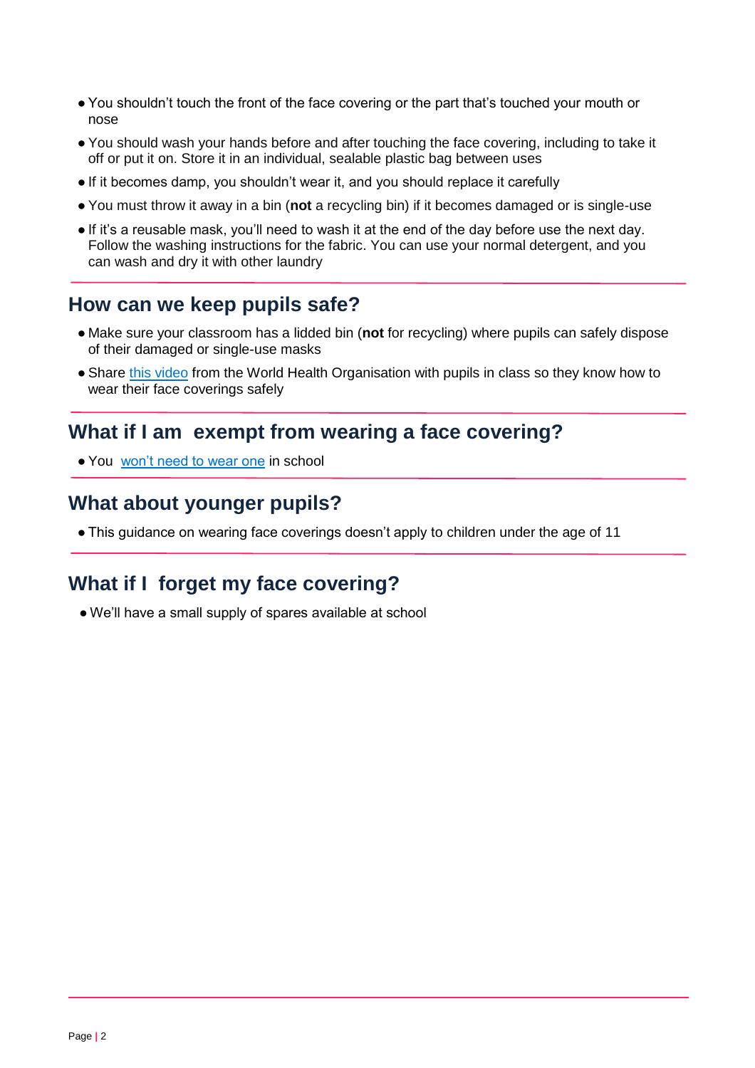- You shouldn't touch the front of the face covering or the part that's touched your mouth or nose
- You should wash your hands before and after touching the face covering, including to take it off or put it on. Store it in an individual, sealable plastic bag between uses
- If it becomes damp, you shouldn't wear it, and you should replace it carefully
- You must throw it away in a bin (**not** a recycling bin) if it becomes damaged or is single-use
- If it's a reusable mask, you'll need to wash it at the end of the day before use the next day. Follow the washing instructions for the fabric. You can use your normal detergent, and you can wash and dry it with other laundry

## How can we keep pupils safe?

- Make sure your classroom has a lidded bin (**not** for recycling) where pupils can safely dispose of their damaged or single-use masks
- Share this video from the World Health Organisation with pupils in class so they know how to wear their face coverings safely

## What if I am exempt from wearing a face covering?

- You won't need to wear one in school

## What about younger pupils?

- This guidance on wearing face coverings doesn't apply to children under the age of 11

## What if I forget my face covering?

- We'll have a small supply of spares available at school